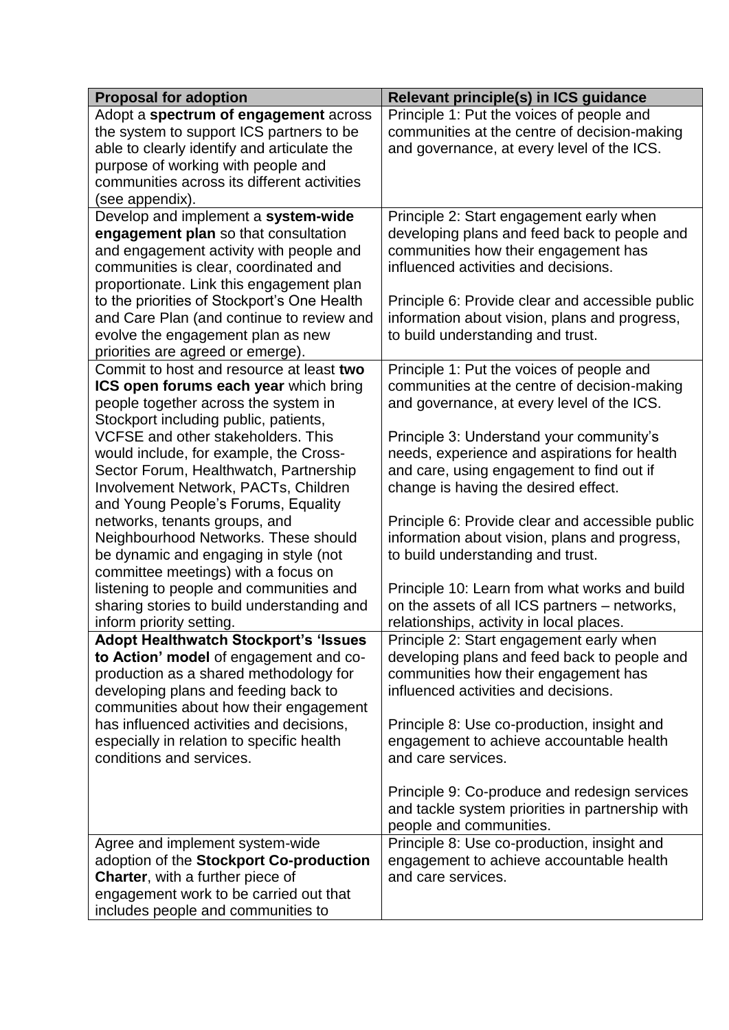| Proposal for adoption | Relevant principle(s) in ICS guidance |
|---|---|
| Adopt a **spectrum of engagement** across the system to support ICS partners to be able to clearly identify and articulate the purpose of working with people and communities across its different activities (see appendix). | Principle 1: Put the voices of people and communities at the centre of decision-making and governance, at every level of the ICS. |
| Develop and implement a **system-wide engagement plan** so that consultation and engagement activity with people and communities is clear, coordinated and proportionate. Link this engagement plan to the priorities of Stockport's One Health and Care Plan (and continue to review and evolve the engagement plan as new priorities are agreed or emerge). | Principle 2: Start engagement early when developing plans and feed back to people and communities how their engagement has influenced activities and decisions.<br><br>Principle 6: Provide clear and accessible public information about vision, plans and progress, to build understanding and trust. |
| Commit to host and resource at least **two ICS open forums each year** which bring people together across the system in Stockport including public, patients, VCFSE and other stakeholders. This would include, for example, the Cross-Sector Forum, Healthwatch, Partnership Involvement Network, PACTs, Children and Young People's Forums, Equality networks, tenants groups, and Neighbourhood Networks. These should be dynamic and engaging in style (not committee meetings) with a focus on listening to people and communities and sharing stories to build understanding and inform priority setting. | Principle 1: Put the voices of people and communities at the centre of decision-making and governance, at every level of the ICS.<br><br>Principle 3: Understand your community's needs, experience and aspirations for health and care, using engagement to find out if change is having the desired effect.<br><br>Principle 6: Provide clear and accessible public information about vision, plans and progress, to build understanding and trust.<br><br>Principle 10: Learn from what works and build on the assets of all ICS partners – networks, relationships, activity in local places. |
| **Adopt Healthwatch Stockport's 'Issues to Action' model** of engagement and co-production as a shared methodology for developing plans and feeding back to communities about how their engagement has influenced activities and decisions, especially in relation to specific health conditions and services. | Principle 2: Start engagement early when developing plans and feed back to people and communities how their engagement has influenced activities and decisions.<br><br>Principle 8: Use co-production, insight and engagement to achieve accountable health and care services.<br><br>Principle 9: Co-produce and redesign services and tackle system priorities in partnership with people and communities. |
| Agree and implement system-wide adoption of the **Stockport Co-production Charter**, with a further piece of engagement work to be carried out that includes people and communities to | Principle 8: Use co-production, insight and engagement to achieve accountable health and care services. |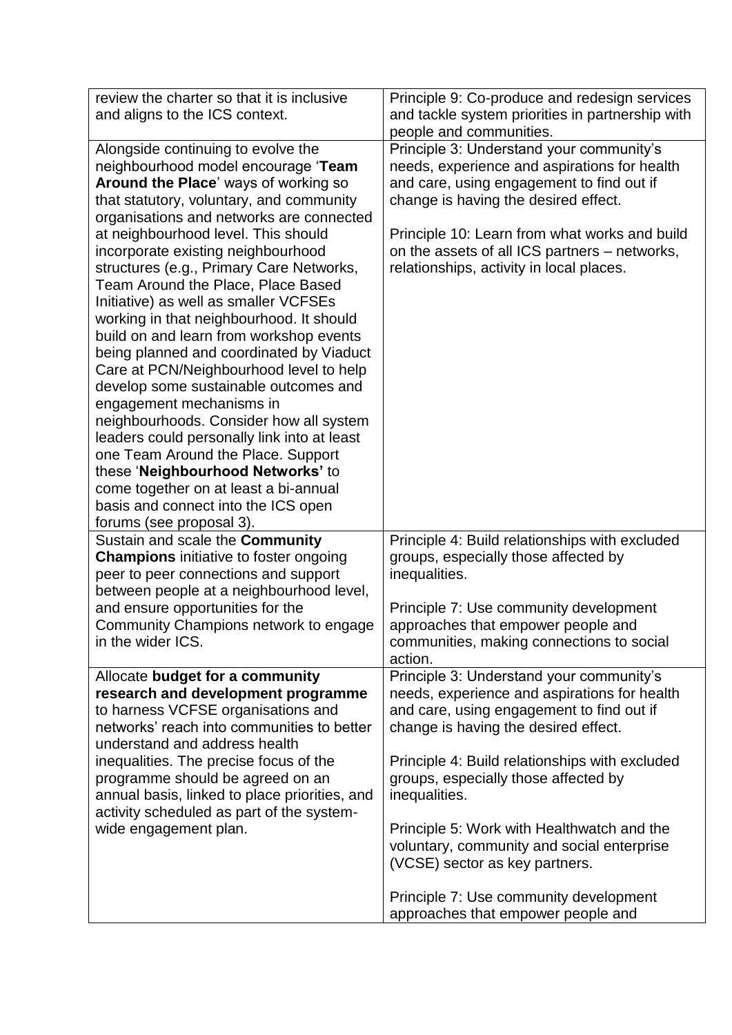| | |
|---|---|
| review the charter so that it is inclusive and aligns to the ICS context. | Principle 9: Co-produce and redesign services and tackle system priorities in partnership with people and communities. |
| Alongside continuing to evolve the neighbourhood model encourage '**Team Around the Place**' ways of working so that statutory, voluntary, and community organisations and networks are connected at neighbourhood level. This should incorporate existing neighbourhood structures (e.g., Primary Care Networks, Team Around the Place, Place Based Initiative) as well as smaller VCFSEs working in that neighbourhood. It should build on and learn from workshop events being planned and coordinated by Viaduct Care at PCN/Neighbourhood level to help develop some sustainable outcomes and engagement mechanisms in neighbourhoods. Consider how all system leaders could personally link into at least one Team Around the Place. Support these '**Neighbourhood Networks'** to come together on at least a bi-annual basis and connect into the ICS open forums (see proposal 3). | Principle 3: Understand your community's needs, experience and aspirations for health and care, using engagement to find out if change is having the desired effect.<br><br>Principle 10: Learn from what works and build on the assets of all ICS partners – networks, relationships, activity in local places. |
| Sustain and scale the **Community Champions** initiative to foster ongoing peer to peer connections and support between people at a neighbourhood level, and ensure opportunities for the Community Champions network to engage in the wider ICS. | Principle 4: Build relationships with excluded groups, especially those affected by inequalities.<br><br>Principle 7: Use community development approaches that empower people and communities, making connections to social action. |
| Allocate **budget for a community research and development programme** to harness VCFSE organisations and networks' reach into communities to better understand and address health inequalities. The precise focus of the programme should be agreed on an annual basis, linked to place priorities, and activity scheduled as part of the system-wide engagement plan. | Principle 3: Understand your community's needs, experience and aspirations for health and care, using engagement to find out if change is having the desired effect.<br><br>Principle 4: Build relationships with excluded groups, especially those affected by inequalities.<br><br>Principle 5: Work with Healthwatch and the voluntary, community and social enterprise (VCSE) sector as key partners.<br><br>Principle 7: Use community development approaches that empower people and |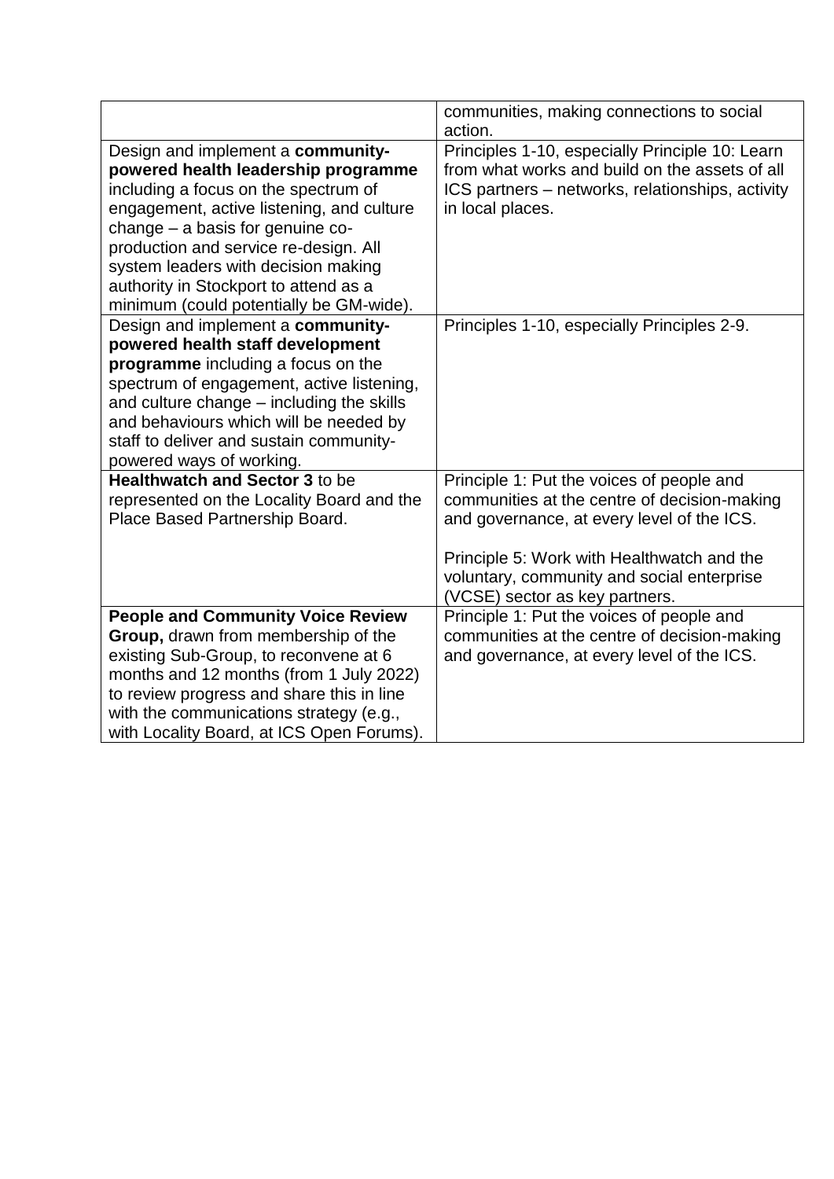| | |
|---|---|
| | communities, making connections to social action. |
| Design and implement a **community-powered health leadership programme** including a focus on the spectrum of engagement, active listening, and culture change – a basis for genuine co-production and service re-design. All system leaders with decision making authority in Stockport to attend as a minimum (could potentially be GM-wide). | Principles 1-10, especially Principle 10: Learn from what works and build on the assets of all ICS partners – networks, relationships, activity in local places. |
| Design and implement a **community-powered health staff development programme** including a focus on the spectrum of engagement, active listening, and culture change – including the skills and behaviours which will be needed by staff to deliver and sustain community-powered ways of working. | Principles 1-10, especially Principles 2-9. |
| **Healthwatch and Sector 3** to be represented on the Locality Board and the Place Based Partnership Board. | Principle 1: Put the voices of people and communities at the centre of decision-making and governance, at every level of the ICS.<br><br>Principle 5: Work with Healthwatch and the voluntary, community and social enterprise (VCSE) sector as key partners. |
| **People and Community Voice Review Group,** drawn from membership of the existing Sub-Group, to reconvene at 6 months and 12 months (from 1 July 2022) to review progress and share this in line with the communications strategy (e.g., with Locality Board, at ICS Open Forums). | Principle 1: Put the voices of people and communities at the centre of decision-making and governance, at every level of the ICS. |